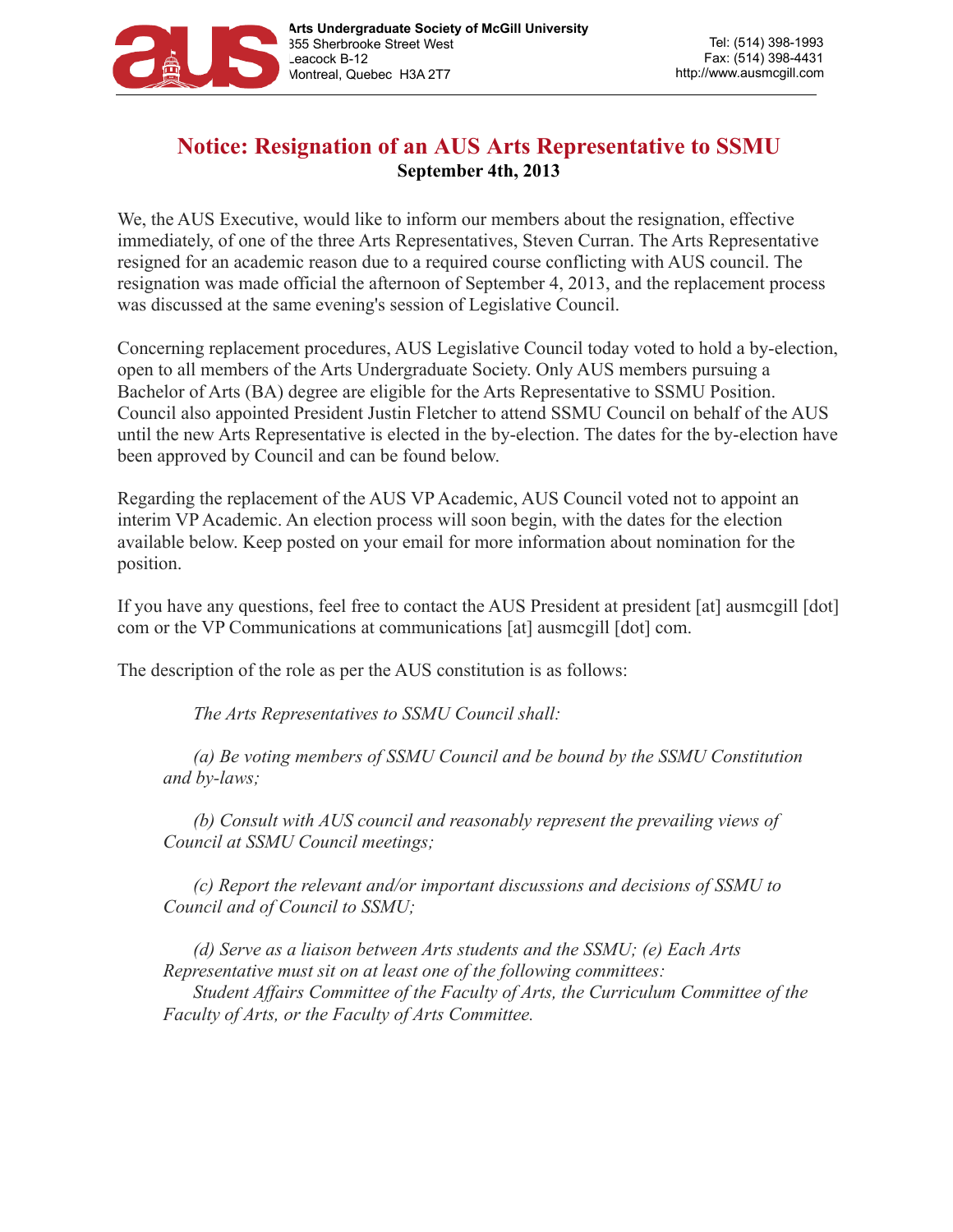Arts Undergraduate Society of McGill University
855 Sherbrooke Street West
Leacock B-12
Montreal, Quebec H3A 2T7

Tel: (514) 398-1993
Fax: (514) 398-4431
http://www.ausmcgill.com

# Notice: Resignation of an AUS Arts Representative to SSMU

**September 4th, 2013**

We, the AUS Executive, would like to inform our members about the resignation, effective immediately, of one of the three Arts Representatives, Steven Curran. The Arts Representative resigned for an academic reason due to a required course conflicting with AUS council. The resignation was made official the afternoon of September 4, 2013, and the replacement process was discussed at the same evening's session of Legislative Council.

Concerning replacement procedures, AUS Legislative Council today voted to hold a by-election, open to all members of the Arts Undergraduate Society. Only AUS members pursuing a Bachelor of Arts (BA) degree are eligible for the Arts Representative to SSMU Position. Council also appointed President Justin Fletcher to attend SSMU Council on behalf of the AUS until the new Arts Representative is elected in the by-election. The dates for the by-election have been approved by Council and can be found below.

Regarding the replacement of the AUS VP Academic, AUS Council voted not to appoint an interim VP Academic. An election process will soon begin, with the dates for the election available below. Keep posted on your email for more information about nomination for the position.

If you have any questions, feel free to contact the AUS President at president [at] ausmcgill [dot] com or the VP Communications at communications [at] ausmcgill [dot] com.

The description of the role as per the AUS constitution is as follows:

> *The Arts Representatives to SSMU Council shall:*
>
> *(a) Be voting members of SSMU Council and be bound by the SSMU Constitution and by-laws;*
>
> *(b) Consult with AUS council and reasonably represent the prevailing views of Council at SSMU Council meetings;*
>
> *(c) Report the relevant and/or important discussions and decisions of SSMU to Council and of Council to SSMU;*
>
> *(d) Serve as a liaison between Arts students and the SSMU; (e) Each Arts Representative must sit on at least one of the following committees:*
> *Student Affairs Committee of the Faculty of Arts, the Curriculum Committee of the Faculty of Arts, or the Faculty of Arts Committee.*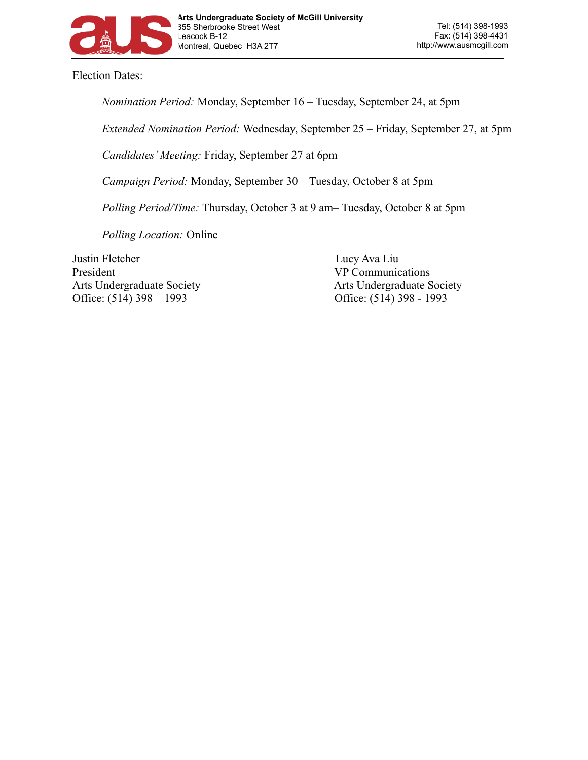Election Dates:

*Nomination Period:* Monday, September 16 – Tuesday, September 24, at 5pm

*Extended Nomination Period:* Wednesday, September 25 – Friday, September 27, at 5pm

*Candidates' Meeting:* Friday, September 27 at 6pm

*Campaign Period:* Monday, September 30 – Tuesday, October 8 at 5pm

*Polling Period/Time:* Thursday, October 3 at 9 am– Tuesday, October 8 at 5pm

*Polling Location:* Online

Justin Fletcher
President
Arts Undergraduate Society
Office: (514) 398 – 1993

Lucy Ava Liu
VP Communications
Arts Undergraduate Society
Office: (514) 398 - 1993